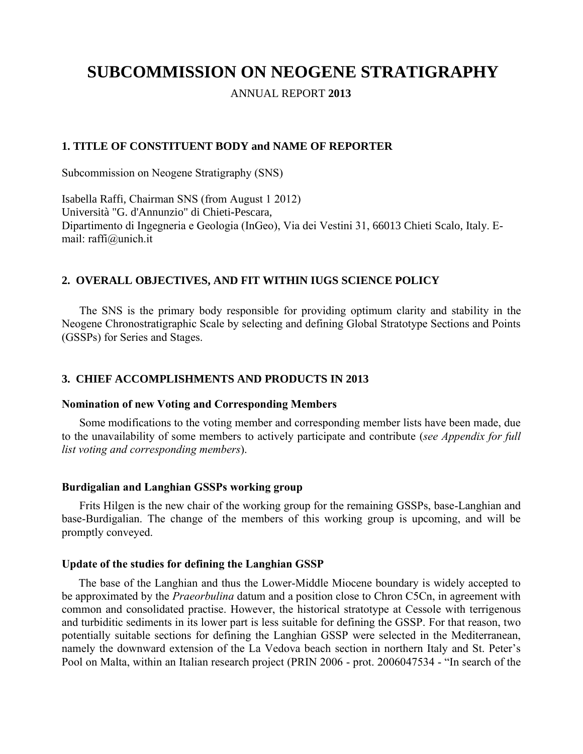# SUBCOMMISSION ON NEOGENE STRATIGRAPHY

ANNUAL REPORT **2013**

## 1. TITLE OF CONSTITUENT BODY and NAME OF REPORTER

Subcommission on Neogene Stratigraphy (SNS)

Isabella Raffi, Chairman SNS (from August 1 2012)
Università "G. d'Annunzio" di Chieti-Pescara,
Dipartimento di Ingegneria e Geologia (InGeo), Via dei Vestini 31, 66013 Chieti Scalo, Italy. E-mail: raffi@unich.it

## 2. OVERALL OBJECTIVES, AND FIT WITHIN IUGS SCIENCE POLICY

The SNS is the primary body responsible for providing optimum clarity and stability in the Neogene Chronostratigraphic Scale by selecting and defining Global Stratotype Sections and Points (GSSPs) for Series and Stages.

## 3. CHIEF ACCOMPLISHMENTS AND PRODUCTS IN 2013

### Nomination of new Voting and Corresponding Members

Some modifications to the voting member and corresponding member lists have been made, due to the unavailability of some members to actively participate and contribute (*see Appendix for full list voting and corresponding members*).

### Burdigalian and Langhian GSSPs working group

Frits Hilgen is the new chair of the working group for the remaining GSSPs, base-Langhian and base-Burdigalian. The change of the members of this working group is upcoming, and will be promptly conveyed.

### Update of the studies for defining the Langhian GSSP

The base of the Langhian and thus the Lower-Middle Miocene boundary is widely accepted to be approximated by the *Praeorbulina* datum and a position close to Chron C5Cn, in agreement with common and consolidated practise. However, the historical stratotype at Cessole with terrigenous and turbiditic sediments in its lower part is less suitable for defining the GSSP. For that reason, two potentially suitable sections for defining the Langhian GSSP were selected in the Mediterranean, namely the downward extension of the La Vedova beach section in northern Italy and St. Peter's Pool on Malta, within an Italian research project (PRIN 2006 - prot. 2006047534 - "In search of the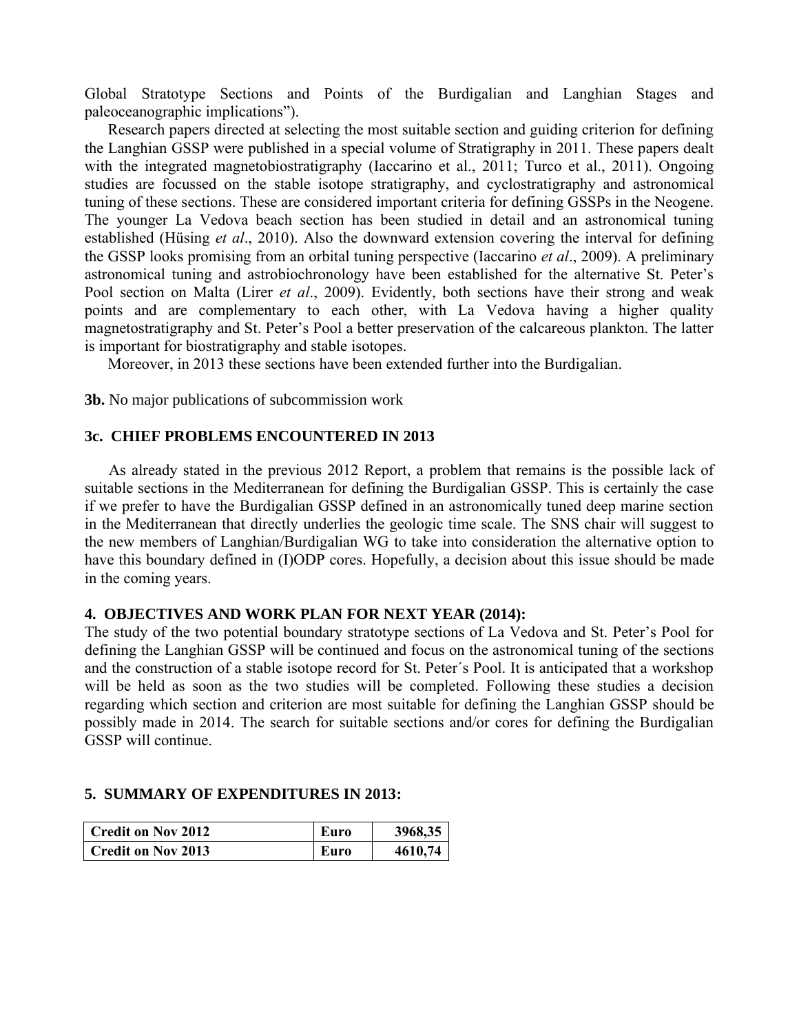Global Stratotype Sections and Points of the Burdigalian and Langhian Stages and paleoceanographic implications").

Research papers directed at selecting the most suitable section and guiding criterion for defining the Langhian GSSP were published in a special volume of Stratigraphy in 2011. These papers dealt with the integrated magnetobiostratigraphy (Iaccarino et al., 2011; Turco et al., 2011). Ongoing studies are focussed on the stable isotope stratigraphy, and cyclostratigraphy and astronomical tuning of these sections. These are considered important criteria for defining GSSPs in the Neogene. The younger La Vedova beach section has been studied in detail and an astronomical tuning established (Hüsing *et al*., 2010). Also the downward extension covering the interval for defining the GSSP looks promising from an orbital tuning perspective (Iaccarino *et al*., 2009). A preliminary astronomical tuning and astrobiochronology have been established for the alternative St. Peter's Pool section on Malta (Lirer *et al*., 2009). Evidently, both sections have their strong and weak points and are complementary to each other, with La Vedova having a higher quality magnetostratigraphy and St. Peter's Pool a better preservation of the calcareous plankton. The latter is important for biostratigraphy and stable isotopes.

Moreover, in 2013 these sections have been extended further into the Burdigalian.

**3b.** No major publications of subcommission work

### 3c. CHIEF PROBLEMS ENCOUNTERED IN 2013

As already stated in the previous 2012 Report, a problem that remains is the possible lack of suitable sections in the Mediterranean for defining the Burdigalian GSSP. This is certainly the case if we prefer to have the Burdigalian GSSP defined in an astronomically tuned deep marine section in the Mediterranean that directly underlies the geologic time scale. The SNS chair will suggest to the new members of Langhian/Burdigalian WG to take into consideration the alternative option to have this boundary defined in (I)ODP cores. Hopefully, a decision about this issue should be made in the coming years.

### 4. OBJECTIVES AND WORK PLAN FOR NEXT YEAR (2014):

The study of the two potential boundary stratotype sections of La Vedova and St. Peter's Pool for defining the Langhian GSSP will be continued and focus on the astronomical tuning of the sections and the construction of a stable isotope record for St. Peter´s Pool. It is anticipated that a workshop will be held as soon as the two studies will be completed. Following these studies a decision regarding which section and criterion are most suitable for defining the Langhian GSSP should be possibly made in 2014. The search for suitable sections and/or cores for defining the Burdigalian GSSP will continue.

### 5. SUMMARY OF EXPENDITURES IN 2013:

| | | |
|---|---|---|
| **Credit on Nov 2012** | **Euro** | **3968,35** |
| **Credit on Nov 2013** | **Euro** | **4610,74** |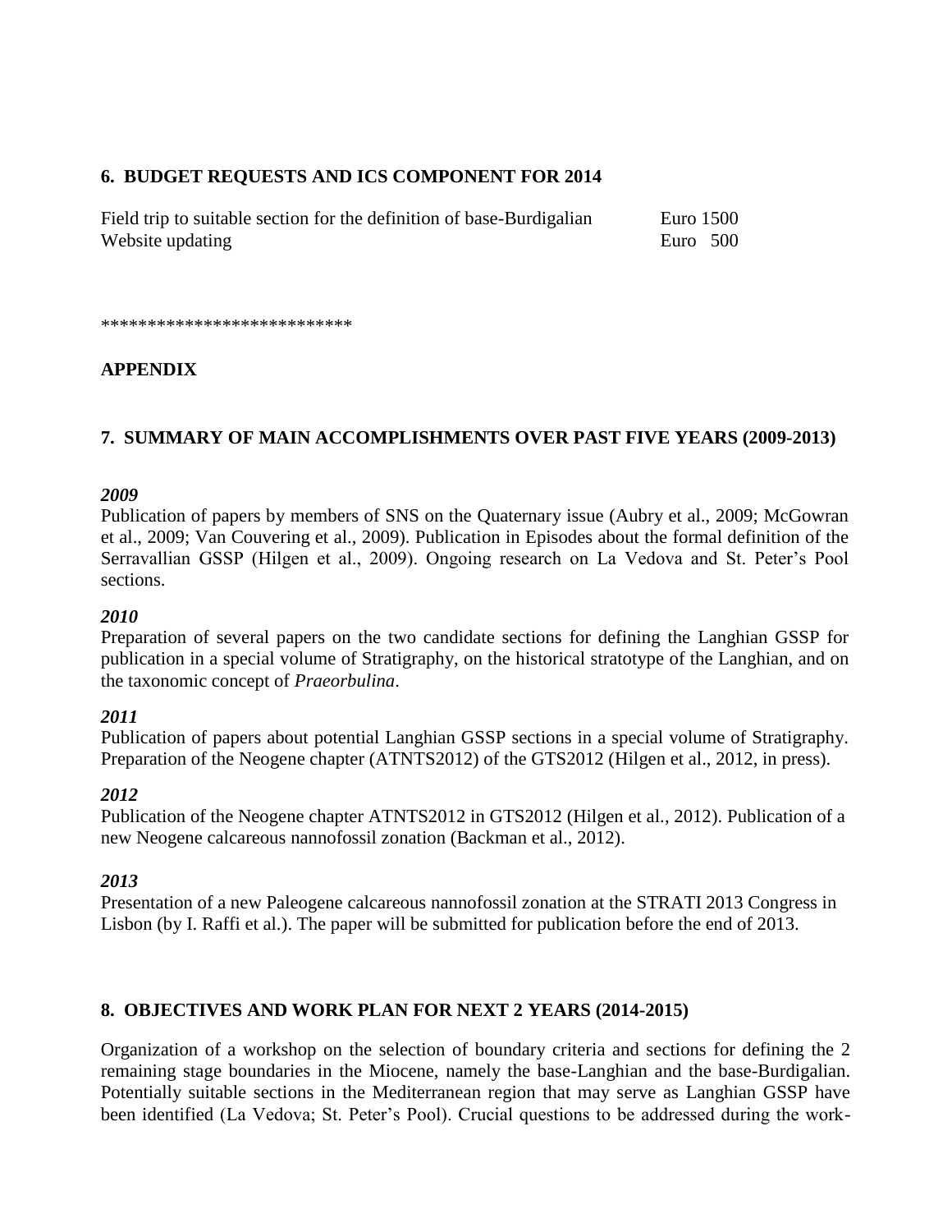## 6. BUDGET REQUESTS AND ICS COMPONENT FOR 2014

| | |
|---|---|
| Field trip to suitable section for the definition of base-Burdigalian | Euro 1500 |
| Website updating | Euro 500 |

***************************

## APPENDIX

## 7. SUMMARY OF MAIN ACCOMPLISHMENTS OVER PAST FIVE YEARS (2009-2013)

***2009***

Publication of papers by members of SNS on the Quaternary issue (Aubry et al., 2009; McGowran et al., 2009; Van Couvering et al., 2009). Publication in Episodes about the formal definition of the Serravallian GSSP (Hilgen et al., 2009). Ongoing research on La Vedova and St. Peter's Pool sections.

***2010***

Preparation of several papers on the two candidate sections for defining the Langhian GSSP for publication in a special volume of Stratigraphy, on the historical stratotype of the Langhian, and on the taxonomic concept of *Praeorbulina*.

***2011***

Publication of papers about potential Langhian GSSP sections in a special volume of Stratigraphy. Preparation of the Neogene chapter (ATNTS2012) of the GTS2012 (Hilgen et al., 2012, in press).

***2012***

Publication of the Neogene chapter ATNTS2012 in GTS2012 (Hilgen et al., 2012). Publication of a new Neogene calcareous nannofossil zonation (Backman et al., 2012).

***2013***

Presentation of a new Paleogene calcareous nannofossil zonation at the STRATI 2013 Congress in Lisbon (by I. Raffi et al.). The paper will be submitted for publication before the end of 2013.

## 8. OBJECTIVES AND WORK PLAN FOR NEXT 2 YEARS (2014-2015)

Organization of a workshop on the selection of boundary criteria and sections for defining the 2 remaining stage boundaries in the Miocene, namely the base-Langhian and the base-Burdigalian. Potentially suitable sections in the Mediterranean region that may serve as Langhian GSSP have been identified (La Vedova; St. Peter's Pool). Crucial questions to be addressed during the work-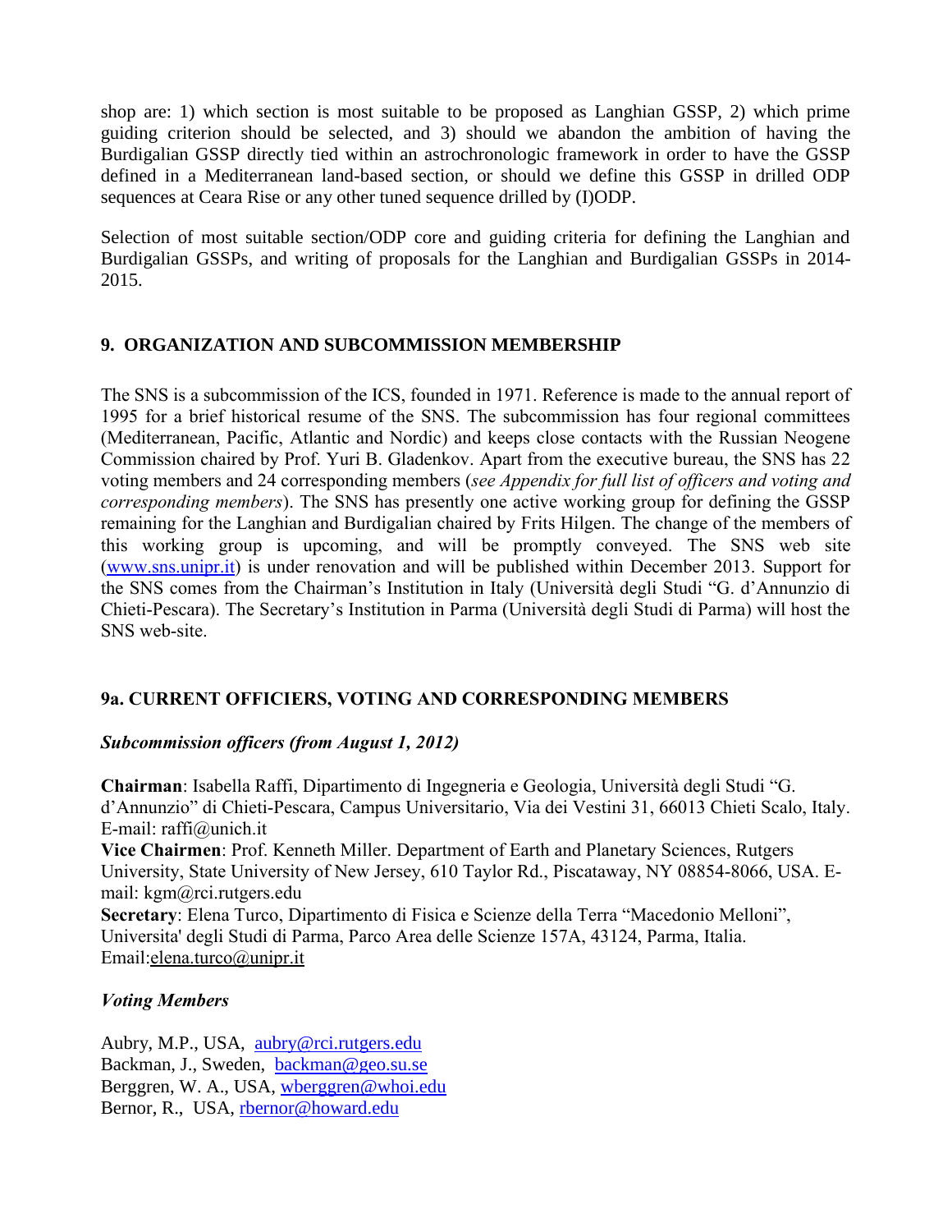shop are: 1) which section is most suitable to be proposed as Langhian GSSP, 2) which prime guiding criterion should be selected, and 3) should we abandon the ambition of having the Burdigalian GSSP directly tied within an astrochronologic framework in order to have the GSSP defined in a Mediterranean land-based section, or should we define this GSSP in drilled ODP sequences at Ceara Rise or any other tuned sequence drilled by (I)ODP.

Selection of most suitable section/ODP core and guiding criteria for defining the Langhian and Burdigalian GSSPs, and writing of proposals for the Langhian and Burdigalian GSSPs in 2014-2015.

## 9. ORGANIZATION AND SUBCOMMISSION MEMBERSHIP

The SNS is a subcommission of the ICS, founded in 1971. Reference is made to the annual report of 1995 for a brief historical resume of the SNS. The subcommission has four regional committees (Mediterranean, Pacific, Atlantic and Nordic) and keeps close contacts with the Russian Neogene Commission chaired by Prof. Yuri B. Gladenkov. Apart from the executive bureau, the SNS has 22 voting members and 24 corresponding members (*see Appendix for full list of officers and voting and corresponding members*). The SNS has presently one active working group for defining the GSSP remaining for the Langhian and Burdigalian chaired by Frits Hilgen. The change of the members of this working group is upcoming, and will be promptly conveyed. The SNS web site (www.sns.unipr.it) is under renovation and will be published within December 2013. Support for the SNS comes from the Chairman's Institution in Italy (Università degli Studi "G. d'Annunzio di Chieti-Pescara). The Secretary's Institution in Parma (Università degli Studi di Parma) will host the SNS web-site.

## 9a. CURRENT OFFICIERS, VOTING AND CORRESPONDING MEMBERS

### *Subcommission officers (from August 1, 2012)*

**Chairman**: Isabella Raffi, Dipartimento di Ingegneria e Geologia, Università degli Studi "G. d'Annunzio" di Chieti-Pescara, Campus Universitario, Via dei Vestini 31, 66013 Chieti Scalo, Italy. E-mail: raffi@unich.it
**Vice Chairmen**: Prof. Kenneth Miller. Department of Earth and Planetary Sciences, Rutgers University, State University of New Jersey, 610 Taylor Rd., Piscataway, NY 08854-8066, USA. E-mail: kgm@rci.rutgers.edu
**Secretary**: Elena Turco, Dipartimento di Fisica e Scienze della Terra "Macedonio Melloni", Universita' degli Studi di Parma, Parco Area delle Scienze 157A, 43124, Parma, Italia. Email:elena.turco@unipr.it

### *Voting Members*

Aubry, M.P., USA, aubry@rci.rutgers.edu
Backman, J., Sweden, backman@geo.su.se
Berggren, W. A., USA, wberggren@whoi.edu
Bernor, R., USA, rbernor@howard.edu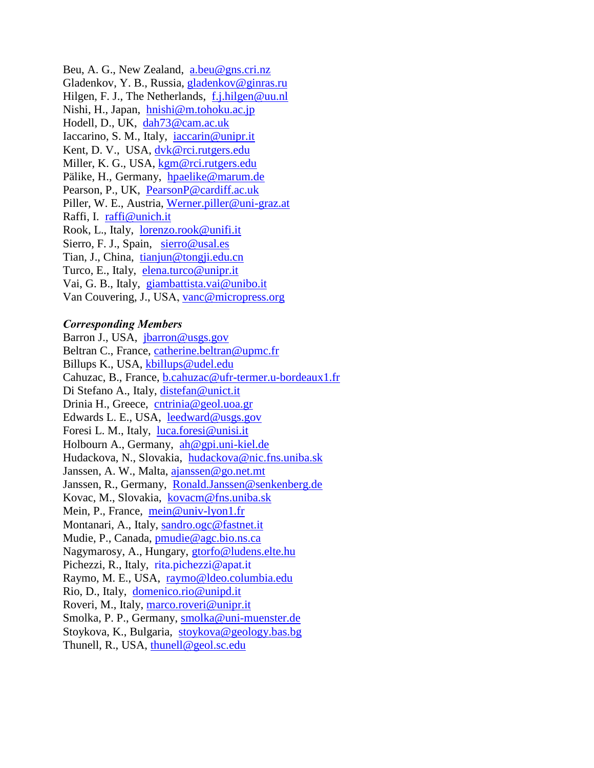Beu, A. G., New Zealand, a.beu@gns.cri.nz
Gladenkov, Y. B., Russia, gladenkov@ginras.ru
Hilgen, F. J., The Netherlands, f.j.hilgen@uu.nl
Nishi, H., Japan, hnishi@m.tohoku.ac.jp
Hodell, D., UK, dah73@cam.ac.uk
Iaccarino, S. M., Italy, iaccarin@unipr.it
Kent, D. V., USA, dvk@rci.rutgers.edu
Miller, K. G., USA, kgm@rci.rutgers.edu
Pälike, H., Germany, hpaelike@marum.de
Pearson, P., UK, PearsonP@cardiff.ac.uk
Piller, W. E., Austria, Werner.piller@uni-graz.at
Raffi, I. raffi@unich.it
Rook, L., Italy, lorenzo.rook@unifi.it
Sierro, F. J., Spain, sierro@usal.es
Tian, J., China, tianjun@tongji.edu.cn
Turco, E., Italy, elena.turco@unipr.it
Vai, G. B., Italy, giambattista.vai@unibo.it
Van Couvering, J., USA, vanc@micropress.org

***Corresponding Members***

Barron J., USA, jbarron@usgs.gov
Beltran C., France, catherine.beltran@upmc.fr
Billups K., USA, kbillups@udel.edu
Cahuzac, B., France, b.cahuzac@ufr-termer.u-bordeaux1.fr
Di Stefano A., Italy, distefan@unict.it
Drinia H., Greece, cntrinia@geol.uoa.gr
Edwards L. E., USA, leedward@usgs.gov
Foresi L. M., Italy, luca.foresi@unisi.it
Holbourn A., Germany, ah@gpi.uni-kiel.de
Hudackova, N., Slovakia, hudackova@nic.fns.uniba.sk
Janssen, A. W., Malta, ajanssen@go.net.mt
Janssen, R., Germany, Ronald.Janssen@senkenberg.de
Kovac, M., Slovakia, kovacm@fns.uniba.sk
Mein, P., France, mein@univ-lyon1.fr
Montanari, A., Italy, sandro.ogc@fastnet.it
Mudie, P., Canada, pmudie@agc.bio.ns.ca
Nagymarosy, A., Hungary, gtorfo@ludens.elte.hu
Pichezzi, R., Italy, rita.pichezzi@apat.it
Raymo, M. E., USA, raymo@ldeo.columbia.edu
Rio, D., Italy, domenico.rio@unipd.it
Roveri, M., Italy, marco.roveri@unipr.it
Smolka, P. P., Germany, smolka@uni-muenster.de
Stoykova, K., Bulgaria, stoykova@geology.bas.bg
Thunell, R., USA, thunell@geol.sc.edu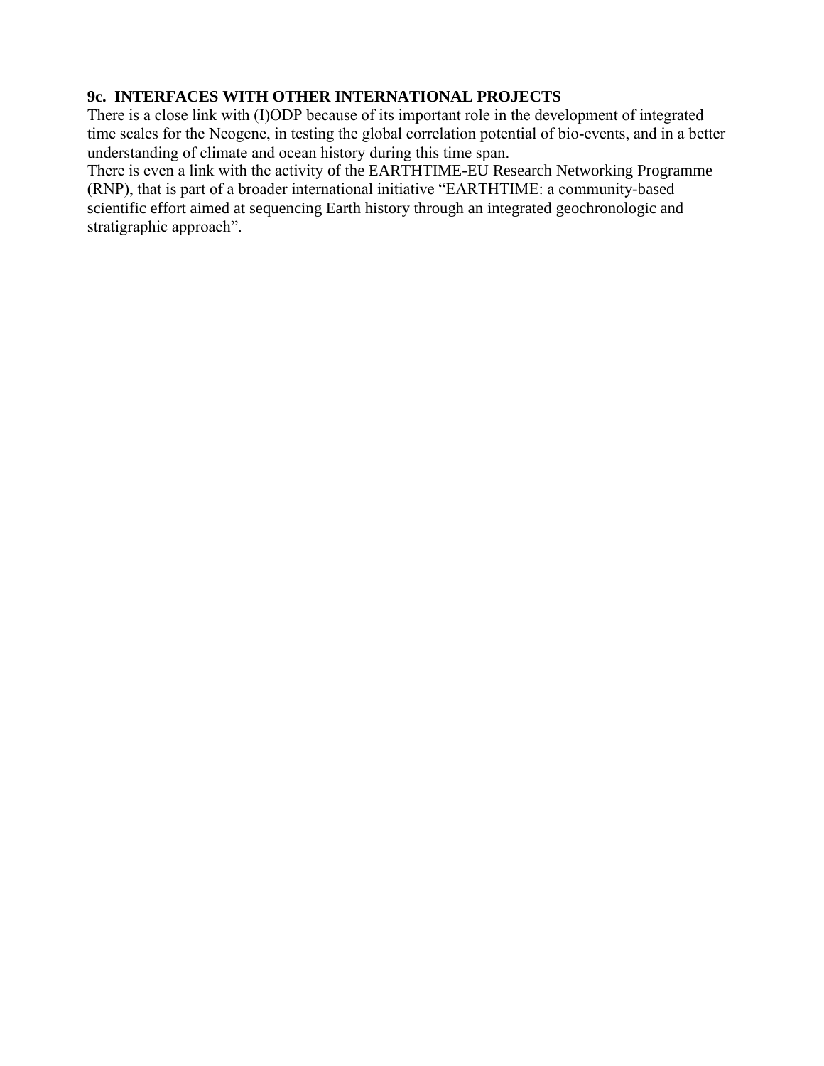**9c. INTERFACES WITH OTHER INTERNATIONAL PROJECTS**

There is a close link with (I)ODP because of its important role in the development of integrated time scales for the Neogene, in testing the global correlation potential of bio-events, and in a better understanding of climate and ocean history during this time span.

There is even a link with the activity of the EARTHTIME-EU Research Networking Programme (RNP), that is part of a broader international initiative "EARTHTIME: a community-based scientific effort aimed at sequencing Earth history through an integrated geochronologic and stratigraphic approach".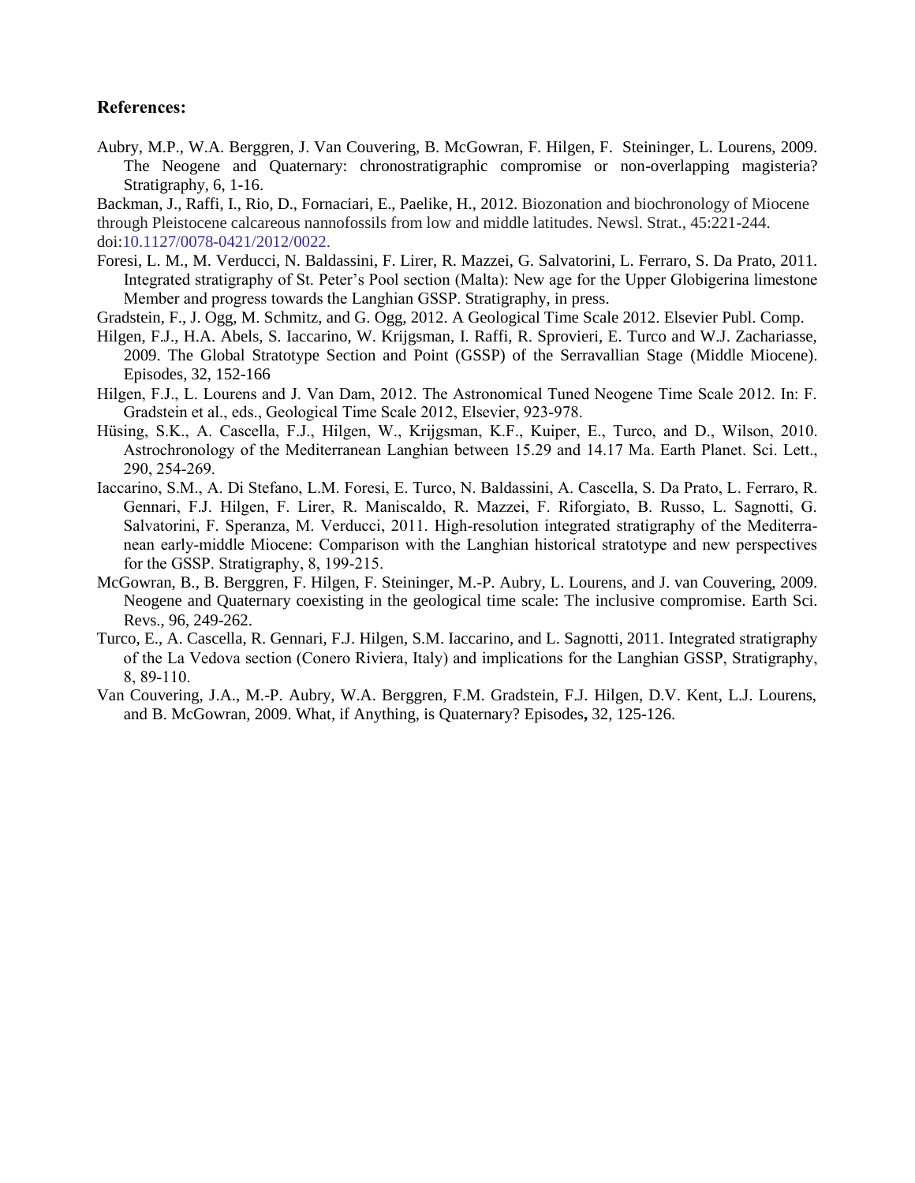**References:**

Aubry, M.P., W.A. Berggren, J. Van Couvering, B. McGowran, F. Hilgen, F. Steininger, L. Lourens, 2009. The Neogene and Quaternary: chronostratigraphic compromise or non-overlapping magisteria? Stratigraphy, 6, 1-16.

Backman, J., Raffi, I., Rio, D., Fornaciari, E., Paelike, H., 2012. Biozonation and biochronology of Miocene through Pleistocene calcareous nannofossils from low and middle latitudes. Newsl. Strat., 45:221-244. doi:10.1127/0078-0421/2012/0022.

Foresi, L. M., M. Verducci, N. Baldassini, F. Lirer, R. Mazzei, G. Salvatorini, L. Ferraro, S. Da Prato, 2011. Integrated stratigraphy of St. Peter's Pool section (Malta): New age for the Upper Globigerina limestone Member and progress towards the Langhian GSSP. Stratigraphy, in press.

Gradstein, F., J. Ogg, M. Schmitz, and G. Ogg, 2012. A Geological Time Scale 2012. Elsevier Publ. Comp.

Hilgen, F.J., H.A. Abels, S. Iaccarino, W. Krijgsman, I. Raffi, R. Sprovieri, E. Turco and W.J. Zachariasse, 2009. The Global Stratotype Section and Point (GSSP) of the Serravallian Stage (Middle Miocene). Episodes, 32, 152-166

Hilgen, F.J., L. Lourens and J. Van Dam, 2012. The Astronomical Tuned Neogene Time Scale 2012. In: F. Gradstein et al., eds., Geological Time Scale 2012, Elsevier, 923-978.

Hüsing, S.K., A. Cascella, F.J., Hilgen, W., Krijgsman, K.F., Kuiper, E., Turco, and D., Wilson, 2010. Astrochronology of the Mediterranean Langhian between 15.29 and 14.17 Ma. Earth Planet. Sci. Lett., 290, 254-269.

Iaccarino, S.M., A. Di Stefano, L.M. Foresi, E. Turco, N. Baldassini, A. Cascella, S. Da Prato, L. Ferraro, R. Gennari, F.J. Hilgen, F. Lirer, R. Maniscaldo, R. Mazzei, F. Riforgiato, B. Russo, L. Sagnotti, G. Salvatorini, F. Speranza, M. Verducci, 2011. High-resolution integrated stratigraphy of the Mediterranean early-middle Miocene: Comparison with the Langhian historical stratotype and new perspectives for the GSSP. Stratigraphy, 8, 199-215.

McGowran, B., B. Berggren, F. Hilgen, F. Steininger, M.-P. Aubry, L. Lourens, and J. van Couvering, 2009. Neogene and Quaternary coexisting in the geological time scale: The inclusive compromise. Earth Sci. Revs., 96, 249-262.

Turco, E., A. Cascella, R. Gennari, F.J. Hilgen, S.M. Iaccarino, and L. Sagnotti, 2011. Integrated stratigraphy of the La Vedova section (Conero Riviera, Italy) and implications for the Langhian GSSP, Stratigraphy, 8, 89-110.

Van Couvering, J.A., M.-P. Aubry, W.A. Berggren, F.M. Gradstein, F.J. Hilgen, D.V. Kent, L.J. Lourens, and B. McGowran, 2009. What, if Anything, is Quaternary? Episodes, 32, 125-126.